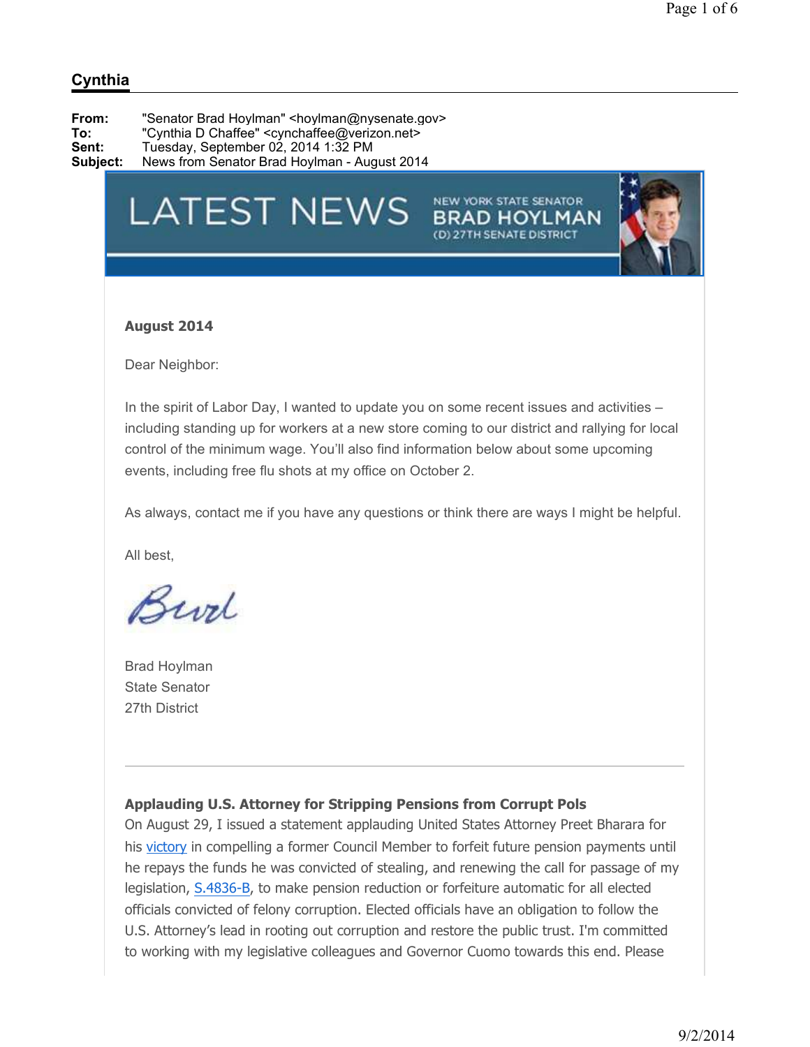## Cynthia

**From:** "Senator Brad Hoylman" <hoylman@nysenate.gov>
**To:** "Cynthia D Chaffee" <cynchaffee@verizon.net>
**Sent:** Tuesday, September 02, 2014 1:32 PM
**Subject:** News from Senator Brad Hoylman - August 2014

LATEST NEWS — NEW YORK STATE SENATOR BRAD HOYLMAN (D) 27TH SENATE DISTRICT

**August 2014**

Dear Neighbor:

In the spirit of Labor Day, I wanted to update you on some recent issues and activities – including standing up for workers at a new store coming to our district and rallying for local control of the minimum wage. You'll also find information below about some upcoming events, including free flu shots at my office on October 2.

As always, contact me if you have any questions or think there are ways I might be helpful.

All best,

Brad

Brad Hoylman
State Senator
27th District

---

**Applauding U.S. Attorney for Stripping Pensions from Corrupt Pols**

On August 29, I issued a statement applauding United States Attorney Preet Bharara for his victory in compelling a former Council Member to forfeit future pension payments until he repays the funds he was convicted of stealing, and renewing the call for passage of my legislation, S.4836-B, to make pension reduction or forfeiture automatic for all elected officials convicted of felony corruption. Elected officials have an obligation to follow the U.S. Attorney's lead in rooting out corruption and restore the public trust. I'm committed to working with my legislative colleagues and Governor Cuomo towards this end. Please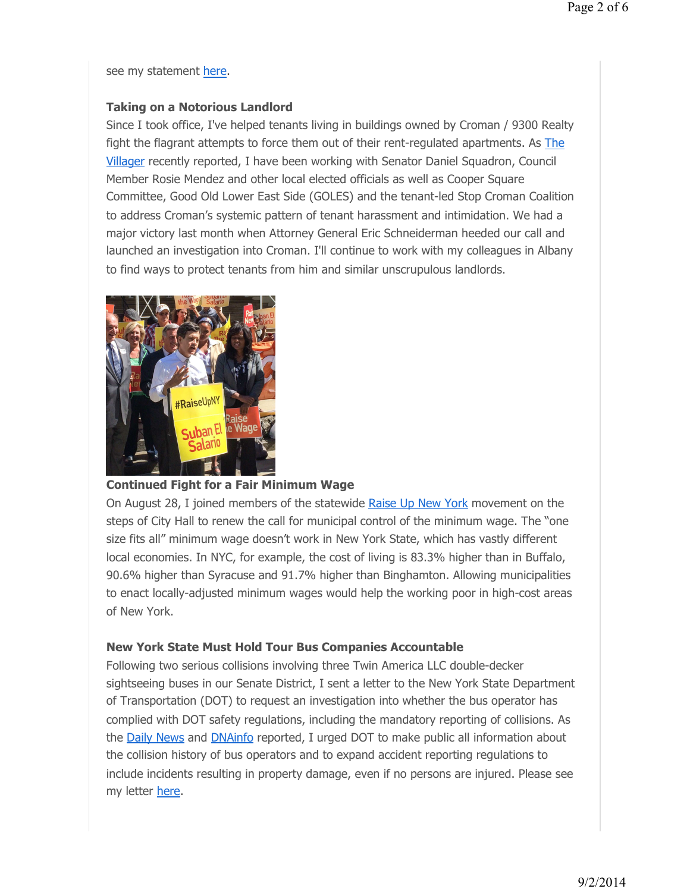see my statement here.

**Taking on a Notorious Landlord**

Since I took office, I've helped tenants living in buildings owned by Croman / 9300 Realty fight the flagrant attempts to force them out of their rent-regulated apartments. As The Villager recently reported, I have been working with Senator Daniel Squadron, Council Member Rosie Mendez and other local elected officials as well as Cooper Square Committee, Good Old Lower East Side (GOLES) and the tenant-led Stop Croman Coalition to address Croman's systemic pattern of tenant harassment and intimidation. We had a major victory last month when Attorney General Eric Schneiderman heeded our call and launched an investigation into Croman. I'll continue to work with my colleagues in Albany to find ways to protect tenants from him and similar unscrupulous landlords.

**Continued Fight for a Fair Minimum Wage**

On August 28, I joined members of the statewide Raise Up New York movement on the steps of City Hall to renew the call for municipal control of the minimum wage. The "one size fits all" minimum wage doesn't work in New York State, which has vastly different local economies. In NYC, for example, the cost of living is 83.3% higher than in Buffalo, 90.6% higher than Syracuse and 91.7% higher than Binghamton. Allowing municipalities to enact locally-adjusted minimum wages would help the working poor in high-cost areas of New York.

**New York State Must Hold Tour Bus Companies Accountable**

Following two serious collisions involving three Twin America LLC double-decker sightseeing buses in our Senate District, I sent a letter to the New York State Department of Transportation (DOT) to request an investigation into whether the bus operator has complied with DOT safety regulations, including the mandatory reporting of collisions. As the Daily News and DNAinfo reported, I urged DOT to make public all information about the collision history of bus operators and to expand accident reporting regulations to include incidents resulting in property damage, even if no persons are injured. Please see my letter here.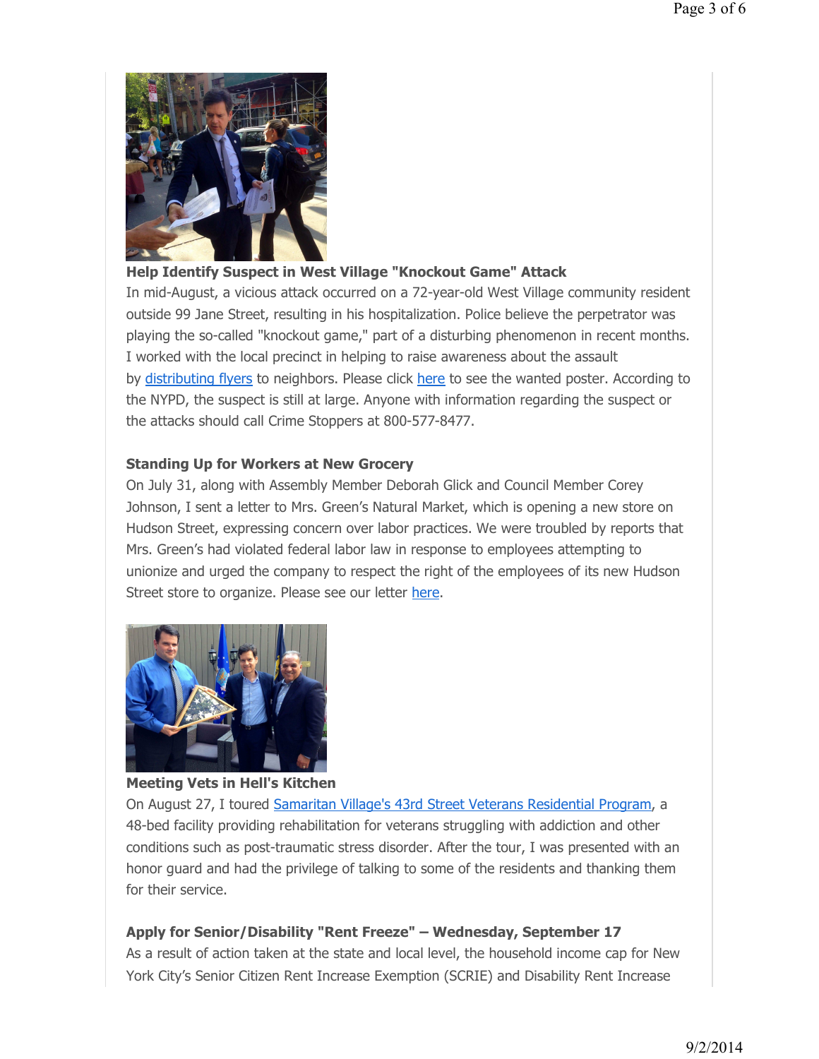### Help Identify Suspect in West Village "Knockout Game" Attack

In mid-August, a vicious attack occurred on a 72-year-old West Village community resident outside 99 Jane Street, resulting in his hospitalization. Police believe the perpetrator was playing the so-called "knockout game," part of a disturbing phenomenon in recent months. I worked with the local precinct in helping to raise awareness about the assault by distributing flyers to neighbors. Please click here to see the wanted poster. According to the NYPD, the suspect is still at large. Anyone with information regarding the suspect or the attacks should call Crime Stoppers at 800-577-8477.

### Standing Up for Workers at New Grocery

On July 31, along with Assembly Member Deborah Glick and Council Member Corey Johnson, I sent a letter to Mrs. Green's Natural Market, which is opening a new store on Hudson Street, expressing concern over labor practices. We were troubled by reports that Mrs. Green's had violated federal labor law in response to employees attempting to unionize and urged the company to respect the right of the employees of its new Hudson Street store to organize. Please see our letter here.

### Meeting Vets in Hell's Kitchen

On August 27, I toured Samaritan Village's 43rd Street Veterans Residential Program, a 48-bed facility providing rehabilitation for veterans struggling with addiction and other conditions such as post-traumatic stress disorder. After the tour, I was presented with an honor guard and had the privilege of talking to some of the residents and thanking them for their service.

### Apply for Senior/Disability "Rent Freeze" – Wednesday, September 17

As a result of action taken at the state and local level, the household income cap for New York City's Senior Citizen Rent Increase Exemption (SCRIE) and Disability Rent Increase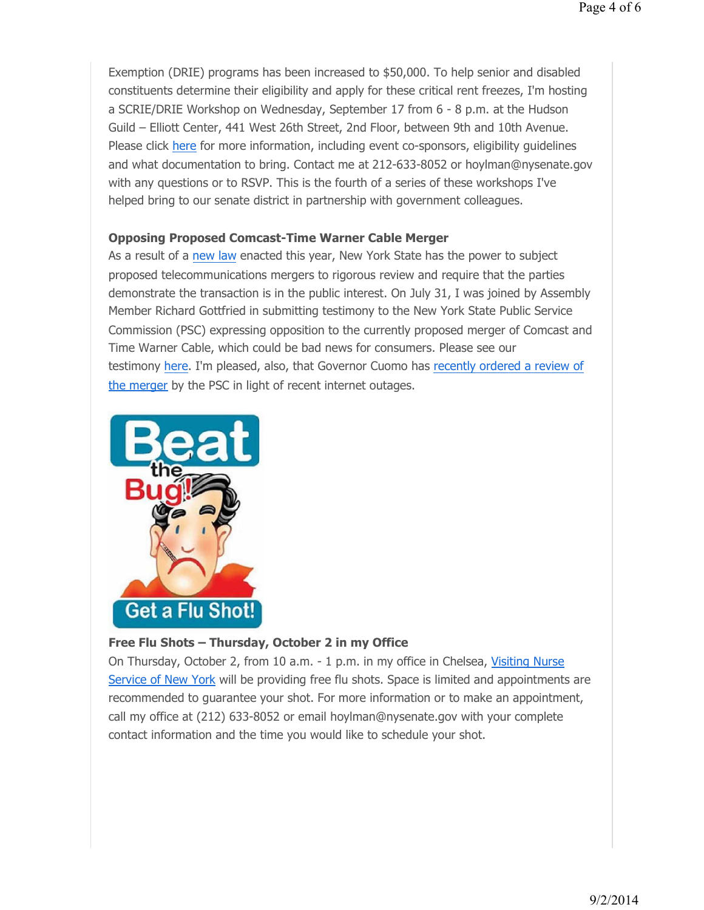Exemption (DRIE) programs has been increased to $50,000. To help senior and disabled constituents determine their eligibility and apply for these critical rent freezes, I'm hosting a SCRIE/DRIE Workshop on Wednesday, September 17 from 6 - 8 p.m. at the Hudson Guild – Elliott Center, 441 West 26th Street, 2nd Floor, between 9th and 10th Avenue. Please click here for more information, including event co-sponsors, eligibility guidelines and what documentation to bring. Contact me at 212-633-8052 or hoylman@nysenate.gov with any questions or to RSVP. This is the fourth of a series of these workshops I've helped bring to our senate district in partnership with government colleagues.

**Opposing Proposed Comcast-Time Warner Cable Merger**

As a result of a new law enacted this year, New York State has the power to subject proposed telecommunications mergers to rigorous review and require that the parties demonstrate the transaction is in the public interest. On July 31, I was joined by Assembly Member Richard Gottfried in submitting testimony to the New York State Public Service Commission (PSC) expressing opposition to the currently proposed merger of Comcast and Time Warner Cable, which could be bad news for consumers. Please see our testimony here. I'm pleased, also, that Governor Cuomo has recently ordered a review of the merger by the PSC in light of recent internet outages.

Beat the Bug! Get a Flu Shot!

**Free Flu Shots – Thursday, October 2 in my Office**

On Thursday, October 2, from 10 a.m. - 1 p.m. in my office in Chelsea, Visiting Nurse Service of New York will be providing free flu shots. Space is limited and appointments are recommended to guarantee your shot. For more information or to make an appointment, call my office at (212) 633-8052 or email hoylman@nysenate.gov with your complete contact information and the time you would like to schedule your shot.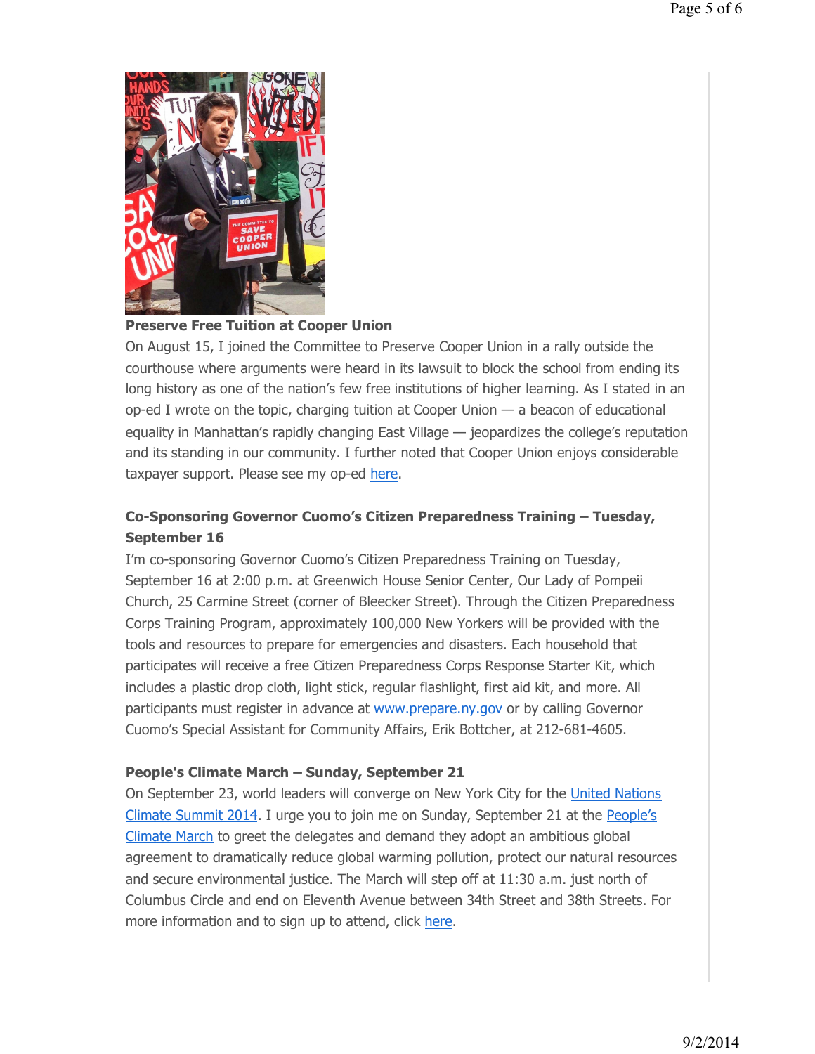**Preserve Free Tuition at Cooper Union**

On August 15, I joined the Committee to Preserve Cooper Union in a rally outside the courthouse where arguments were heard in its lawsuit to block the school from ending its long history as one of the nation's few free institutions of higher learning. As I stated in an op-ed I wrote on the topic, charging tuition at Cooper Union — a beacon of educational equality in Manhattan's rapidly changing East Village — jeopardizes the college's reputation and its standing in our community. I further noted that Cooper Union enjoys considerable taxpayer support. Please see my op-ed here.

**Co-Sponsoring Governor Cuomo's Citizen Preparedness Training – Tuesday, September 16**

I'm co-sponsoring Governor Cuomo's Citizen Preparedness Training on Tuesday, September 16 at 2:00 p.m. at Greenwich House Senior Center, Our Lady of Pompeii Church, 25 Carmine Street (corner of Bleecker Street). Through the Citizen Preparedness Corps Training Program, approximately 100,000 New Yorkers will be provided with the tools and resources to prepare for emergencies and disasters. Each household that participates will receive a free Citizen Preparedness Corps Response Starter Kit, which includes a plastic drop cloth, light stick, regular flashlight, first aid kit, and more. All participants must register in advance at www.prepare.ny.gov or by calling Governor Cuomo's Special Assistant for Community Affairs, Erik Bottcher, at 212-681-4605.

**People's Climate March – Sunday, September 21**

On September 23, world leaders will converge on New York City for the United Nations Climate Summit 2014. I urge you to join me on Sunday, September 21 at the People's Climate March to greet the delegates and demand they adopt an ambitious global agreement to dramatically reduce global warming pollution, protect our natural resources and secure environmental justice. The March will step off at 11:30 a.m. just north of Columbus Circle and end on Eleventh Avenue between 34th Street and 38th Streets. For more information and to sign up to attend, click here.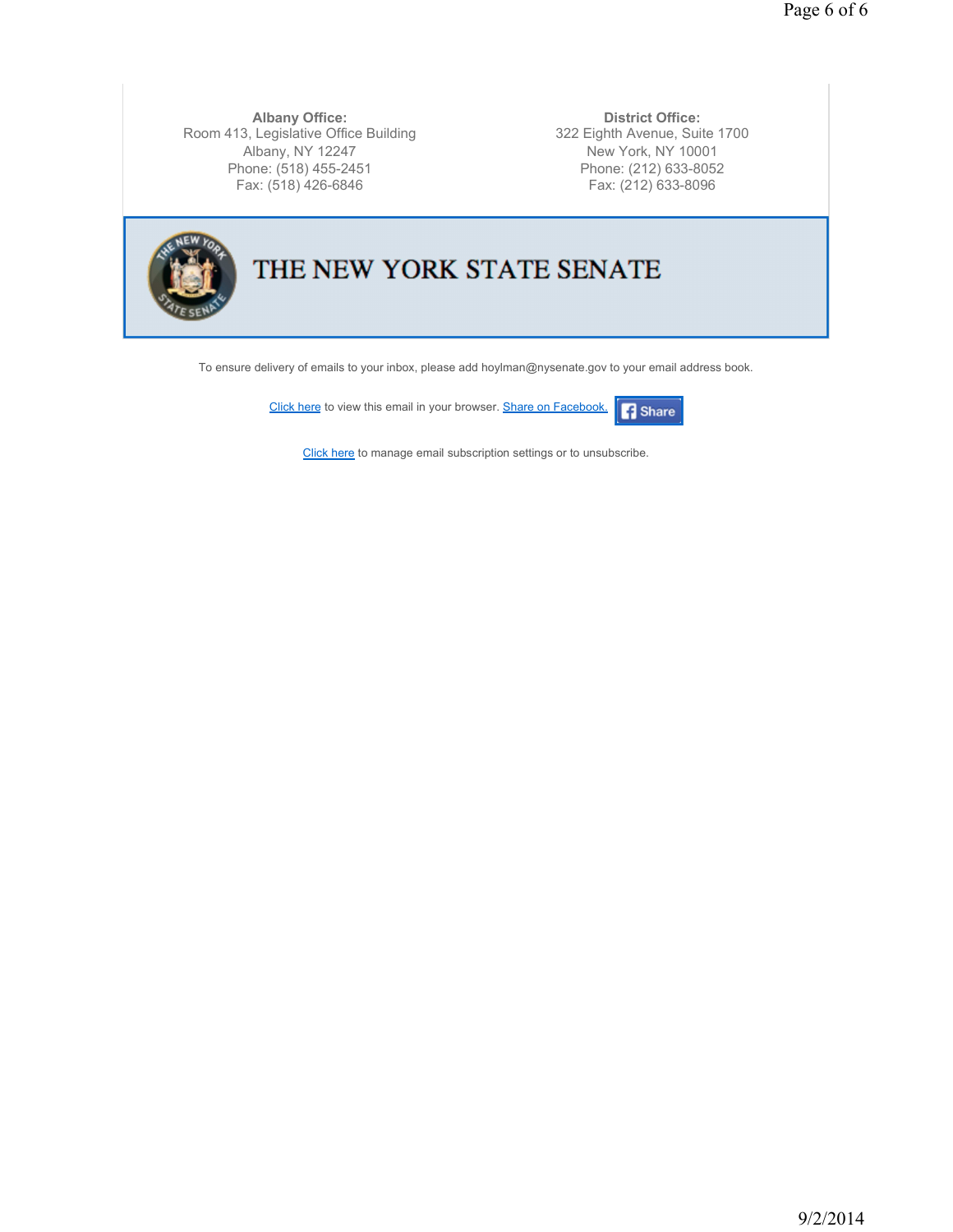**Albany Office:**
Room 413, Legislative Office Building
Albany, NY 12247
Phone: (518) 455-2451
Fax: (518) 426-6846

**District Office:**
322 Eighth Avenue, Suite 1700
New York, NY 10001
Phone: (212) 633-8052
Fax: (212) 633-8096

THE NEW YORK STATE SENATE

To ensure delivery of emails to your inbox, please add hoylman@nysenate.gov to your email address book.

Click here to view this email in your browser. Share on Facebook. Share

Click here to manage email subscription settings or to unsubscribe.